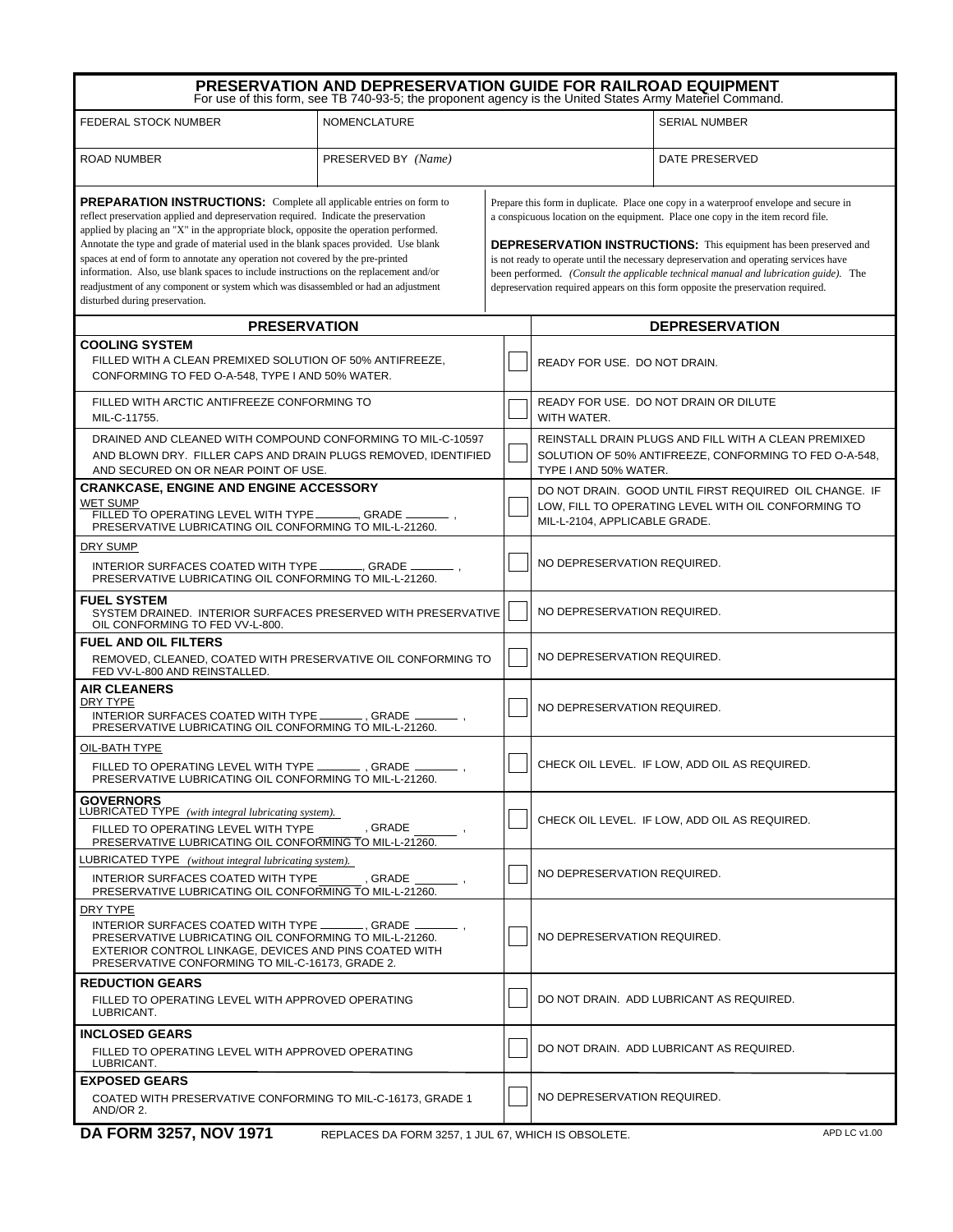# PRESERVATION AND DEPRESERVATION GUIDE FOR RAILROAD EQUIPMENT

For use of this form, see TB 740-93-5; the proponent agency is the United States Army Materiel Command.

| FEDERAL STOCK NUMBER | NOMENCLATURE | SERIAL NUMBER |
|---|---|---|
| | | |
| **ROAD NUMBER** | **PRESERVED BY** *(Name)* | **DATE PRESERVED** |
| | | |

**PREPARATION INSTRUCTIONS:** Complete all applicable entries on form to reflect preservation applied and depreservation required. Indicate the preservation applied by placing an "X" in the appropriate block, opposite the operation performed. Annotate the type and grade of material used in the blank spaces provided. Use blank spaces at end of form to annotate any operation not covered by the pre-printed information. Also, use blank spaces to include instructions on the replacement and/or readjustment of any component or system which was disassembled or had an adjustment disturbed during preservation.

Prepare this form in duplicate. Place one copy in a waterproof envelope and secure in a conspicuous location on the equipment. Place one copy in the item record file.

**DEPRESERVATION INSTRUCTIONS:** This equipment has been preserved and is not ready to operate until the necessary depreservation and operating services have been performed. *(Consult the applicable technical manual and lubrication guide).* The depreservation required appears on this form opposite the preservation required.

| PRESERVATION | ☐ | DEPRESERVATION |
|---|---|---|
| **COOLING SYSTEM**<br>FILLED WITH A CLEAN PREMIXED SOLUTION OF 50% ANTIFREEZE, CONFORMING TO FED O-A-548, TYPE I AND 50% WATER. | ☐ | READY FOR USE. DO NOT DRAIN. |
| FILLED WITH ARCTIC ANTIFREEZE CONFORMING TO MIL-C-11755. | ☐ | READY FOR USE. DO NOT DRAIN OR DILUTE WITH WATER. |
| DRAINED AND CLEANED WITH COMPOUND CONFORMING TO MIL-C-10597 AND BLOWN DRY. FILLER CAPS AND DRAIN PLUGS REMOVED, IDENTIFIED AND SECURED ON OR NEAR POINT OF USE. | ☐ | REINSTALL DRAIN PLUGS AND FILL WITH A CLEAN PREMIXED SOLUTION OF 50% ANTIFREEZE, CONFORMING TO FED O-A-548, TYPE I AND 50% WATER. |
| **CRANKCASE, ENGINE AND ENGINE ACCESSORY**<br>WET SUMP<br>FILLED TO OPERATING LEVEL WITH TYPE _______, GRADE _______, PRESERVATIVE LUBRICATING OIL CONFORMING TO MIL-L-21260. | ☐ | DO NOT DRAIN. GOOD UNTIL FIRST REQUIRED OIL CHANGE. IF LOW, FILL TO OPERATING LEVEL WITH OIL CONFORMING TO MIL-L-2104, APPLICABLE GRADE. |
| DRY SUMP<br>INTERIOR SURFACES COATED WITH TYPE _______, GRADE _______, PRESERVATIVE LUBRICATING OIL CONFORMING TO MIL-L-21260. | ☐ | NO DEPRESERVATION REQUIRED. |
| **FUEL SYSTEM**<br>SYSTEM DRAINED. INTERIOR SURFACES PRESERVED WITH PRESERVATIVE OIL CONFORMING TO FED VV-L-800. | ☐ | NO DEPRESERVATION REQUIRED. |
| **FUEL AND OIL FILTERS**<br>REMOVED, CLEANED, COATED WITH PRESERVATIVE OIL CONFORMING TO FED VV-L-800 AND REINSTALLED. | ☐ | NO DEPRESERVATION REQUIRED. |
| **AIR CLEANERS**<br>DRY TYPE<br>INTERIOR SURFACES COATED WITH TYPE _______, GRADE _______, PRESERVATIVE LUBRICATING OIL CONFORMING TO MIL-L-21260. | ☐ | NO DEPRESERVATION REQUIRED. |
| OIL-BATH TYPE<br>FILLED TO OPERATING LEVEL WITH TYPE _______, GRADE _______, PRESERVATIVE LUBRICATING OIL CONFORMING TO MIL-L-21260. | ☐ | CHECK OIL LEVEL. IF LOW, ADD OIL AS REQUIRED. |
| **GOVERNORS**<br>LUBRICATED TYPE *(with integral lubricating system).*<br>FILLED TO OPERATING LEVEL WITH TYPE _______, GRADE _______, PRESERVATIVE LUBRICATING OIL CONFORMING TO MIL-L-21260. | ☐ | CHECK OIL LEVEL. IF LOW, ADD OIL AS REQUIRED. |
| LUBRICATED TYPE *(without integral lubricating system).*<br>INTERIOR SURFACES COATED WITH TYPE _______, GRADE _______, PRESERVATIVE LUBRICATING OIL CONFORMING TO MIL-L-21260. | ☐ | NO DEPRESERVATION REQUIRED. |
| DRY TYPE<br>INTERIOR SURFACES COATED WITH TYPE _______, GRADE _______, PRESERVATIVE LUBRICATING OIL CONFORMING TO MIL-L-21260. EXTERIOR CONTROL LINKAGE, DEVICES AND PINS COATED WITH PRESERVATIVE CONFORMING TO MIL-C-16173, GRADE 2. | ☐ | NO DEPRESERVATION REQUIRED. |
| **REDUCTION GEARS**<br>FILLED TO OPERATING LEVEL WITH APPROVED OPERATING LUBRICANT. | ☐ | DO NOT DRAIN. ADD LUBRICANT AS REQUIRED. |
| **INCLOSED GEARS**<br>FILLED TO OPERATING LEVEL WITH APPROVED OPERATING LUBRICANT. | ☐ | DO NOT DRAIN. ADD LUBRICANT AS REQUIRED. |
| **EXPOSED GEARS**<br>COATED WITH PRESERVATIVE CONFORMING TO MIL-C-16173, GRADE 1 AND/OR 2. | ☐ | NO DEPRESERVATION REQUIRED. |

**DA FORM 3257, NOV 1971** REPLACES DA FORM 3257, 1 JUL 67, WHICH IS OBSOLETE. APD LC v1.00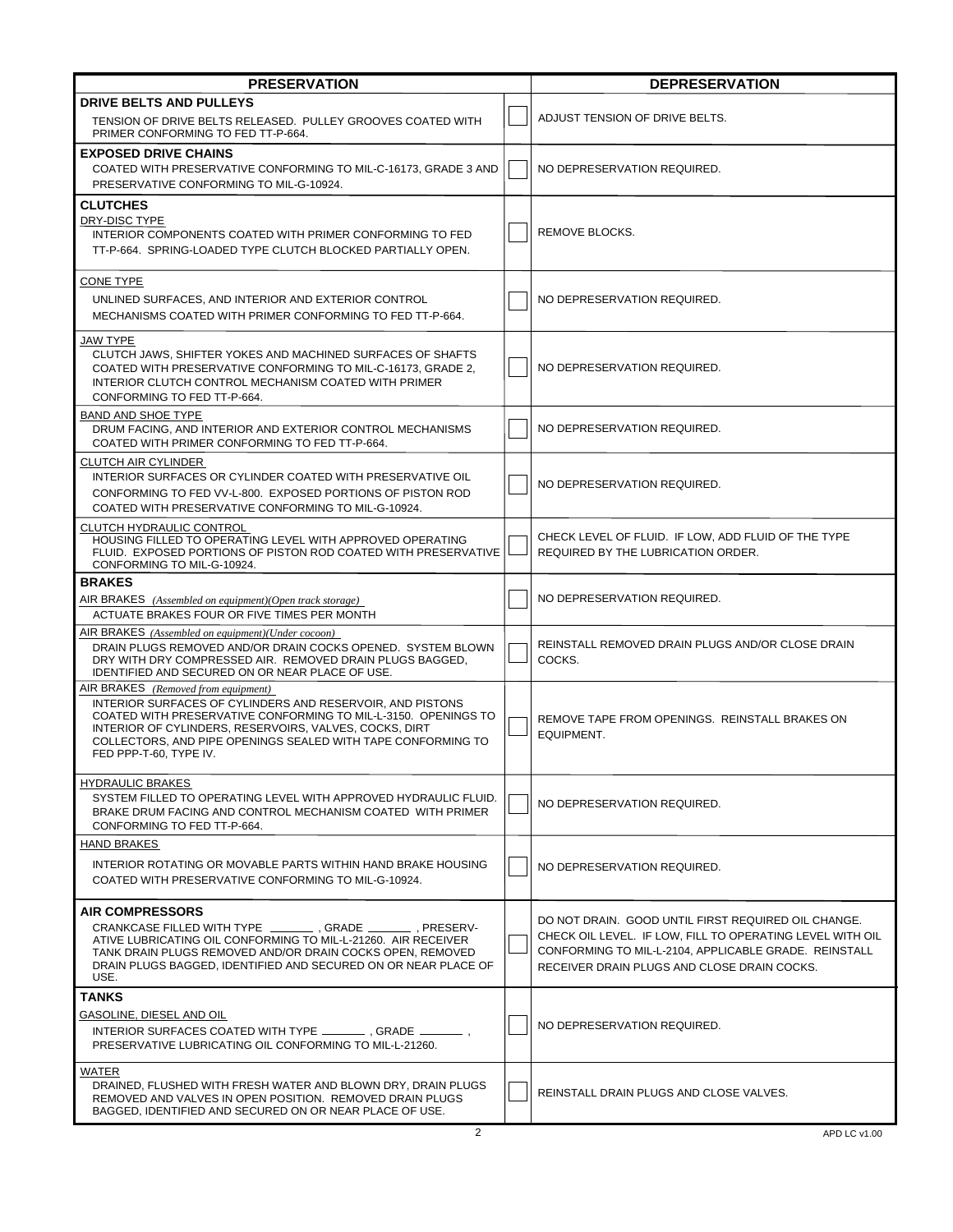| PRESERVATION | | DEPRESERVATION |
|---|---|---|
| **DRIVE BELTS AND PULLEYS**<br>TENSION OF DRIVE BELTS RELEASED. PULLEY GROOVES COATED WITH PRIMER CONFORMING TO FED TT-P-664. | ☐ | ADJUST TENSION OF DRIVE BELTS. |
| **EXPOSED DRIVE CHAINS**<br>COATED WITH PRESERVATIVE CONFORMING TO MIL-C-16173, GRADE 3 AND PRESERVATIVE CONFORMING TO MIL-G-10924. | ☐ | NO DEPRESERVATION REQUIRED. |
| **CLUTCHES**<br>DRY-DISC TYPE<br>INTERIOR COMPONENTS COATED WITH PRIMER CONFORMING TO FED TT-P-664. SPRING-LOADED TYPE CLUTCH BLOCKED PARTIALLY OPEN. | ☐ | REMOVE BLOCKS. |
| CONE TYPE<br>UNLINED SURFACES, AND INTERIOR AND EXTERIOR CONTROL MECHANISMS COATED WITH PRIMER CONFORMING TO FED TT-P-664. | ☐ | NO DEPRESERVATION REQUIRED. |
| JAW TYPE<br>CLUTCH JAWS, SHIFTER YOKES AND MACHINED SURFACES OF SHAFTS COATED WITH PRESERVATIVE CONFORMING TO MIL-C-16173, GRADE 2, INTERIOR CLUTCH CONTROL MECHANISM COATED WITH PRIMER CONFORMING TO FED TT-P-664. | ☐ | NO DEPRESERVATION REQUIRED. |
| BAND AND SHOE TYPE<br>DRUM FACING, AND INTERIOR AND EXTERIOR CONTROL MECHANISMS COATED WITH PRIMER CONFORMING TO FED TT-P-664. | ☐ | NO DEPRESERVATION REQUIRED. |
| CLUTCH AIR CYLINDER<br>INTERIOR SURFACES OR CYLINDER COATED WITH PRESERVATIVE OIL CONFORMING TO FED VV-L-800. EXPOSED PORTIONS OF PISTON ROD COATED WITH PRESERVATIVE CONFORMING TO MIL-G-10924. | ☐ | NO DEPRESERVATION REQUIRED. |
| CLUTCH HYDRAULIC CONTROL<br>HOUSING FILLED TO OPERATING LEVEL WITH APPROVED OPERATING FLUID. EXPOSED PORTIONS OF PISTON ROD COATED WITH PRESERVATIVE CONFORMING TO MIL-G-10924. | ☐ | CHECK LEVEL OF FLUID. IF LOW, ADD FLUID OF THE TYPE REQUIRED BY THE LUBRICATION ORDER. |
| **BRAKES**<br>AIR BRAKES *(Assembled on equipment)(Open track storage)*<br>ACTUATE BRAKES FOUR OR FIVE TIMES PER MONTH | ☐ | NO DEPRESERVATION REQUIRED. |
| AIR BRAKES *(Assembled on equipment)(Under cocoon)*<br>DRAIN PLUGS REMOVED AND/OR DRAIN COCKS OPENED. SYSTEM BLOWN DRY WITH DRY COMPRESSED AIR. REMOVED DRAIN PLUGS BAGGED, IDENTIFIED AND SECURED ON OR NEAR PLACE OF USE. | ☐ | REINSTALL REMOVED DRAIN PLUGS AND/OR CLOSE DRAIN COCKS. |
| AIR BRAKES *(Removed from equipment)*<br>INTERIOR SURFACES OF CYLINDERS AND RESERVOIR, AND PISTONS COATED WITH PRESERVATIVE CONFORMING TO MIL-L-3150. OPENINGS TO INTERIOR OF CYLINDERS, RESERVOIRS, VALVES, COCKS, DIRT COLLECTORS, AND PIPE OPENINGS SEALED WITH TAPE CONFORMING TO FED PPP-T-60, TYPE IV. | ☐ | REMOVE TAPE FROM OPENINGS. REINSTALL BRAKES ON EQUIPMENT. |
| HYDRAULIC BRAKES<br>SYSTEM FILLED TO OPERATING LEVEL WITH APPROVED HYDRAULIC FLUID. BRAKE DRUM FACING AND CONTROL MECHANISM COATED WITH PRIMER CONFORMING TO FED TT-P-664. | ☐ | NO DEPRESERVATION REQUIRED. |
| HAND BRAKES<br>INTERIOR ROTATING OR MOVABLE PARTS WITHIN HAND BRAKE HOUSING COATED WITH PRESERVATIVE CONFORMING TO MIL-G-10924. | ☐ | NO DEPRESERVATION REQUIRED. |
| **AIR COMPRESSORS**<br>CRANKCASE FILLED WITH TYPE _______ , GRADE _______ , PRESERVATIVE LUBRICATING OIL CONFORMING TO MIL-L-21260. AIR RECEIVER TANK DRAIN PLUGS REMOVED AND/OR DRAIN COCKS OPEN, REMOVED DRAIN PLUGS BAGGED, IDENTIFIED AND SECURED ON OR NEAR PLACE OF USE. | ☐ | DO NOT DRAIN. GOOD UNTIL FIRST REQUIRED OIL CHANGE. CHECK OIL LEVEL. IF LOW, FILL TO OPERATING LEVEL WITH OIL CONFORMING TO MIL-L-2104, APPLICABLE GRADE. REINSTALL RECEIVER DRAIN PLUGS AND CLOSE DRAIN COCKS. |
| **TANKS**<br>GASOLINE, DIESEL AND OIL<br>INTERIOR SURFACES COATED WITH TYPE _______ , GRADE _______ , PRESERVATIVE LUBRICATING OIL CONFORMING TO MIL-L-21260. | ☐ | NO DEPRESERVATION REQUIRED. |
| WATER<br>DRAINED, FLUSHED WITH FRESH WATER AND BLOWN DRY, DRAIN PLUGS REMOVED AND VALVES IN OPEN POSITION. REMOVED DRAIN PLUGS BAGGED, IDENTIFIED AND SECURED ON OR NEAR PLACE OF USE. | ☐ | REINSTALL DRAIN PLUGS AND CLOSE VALVES. |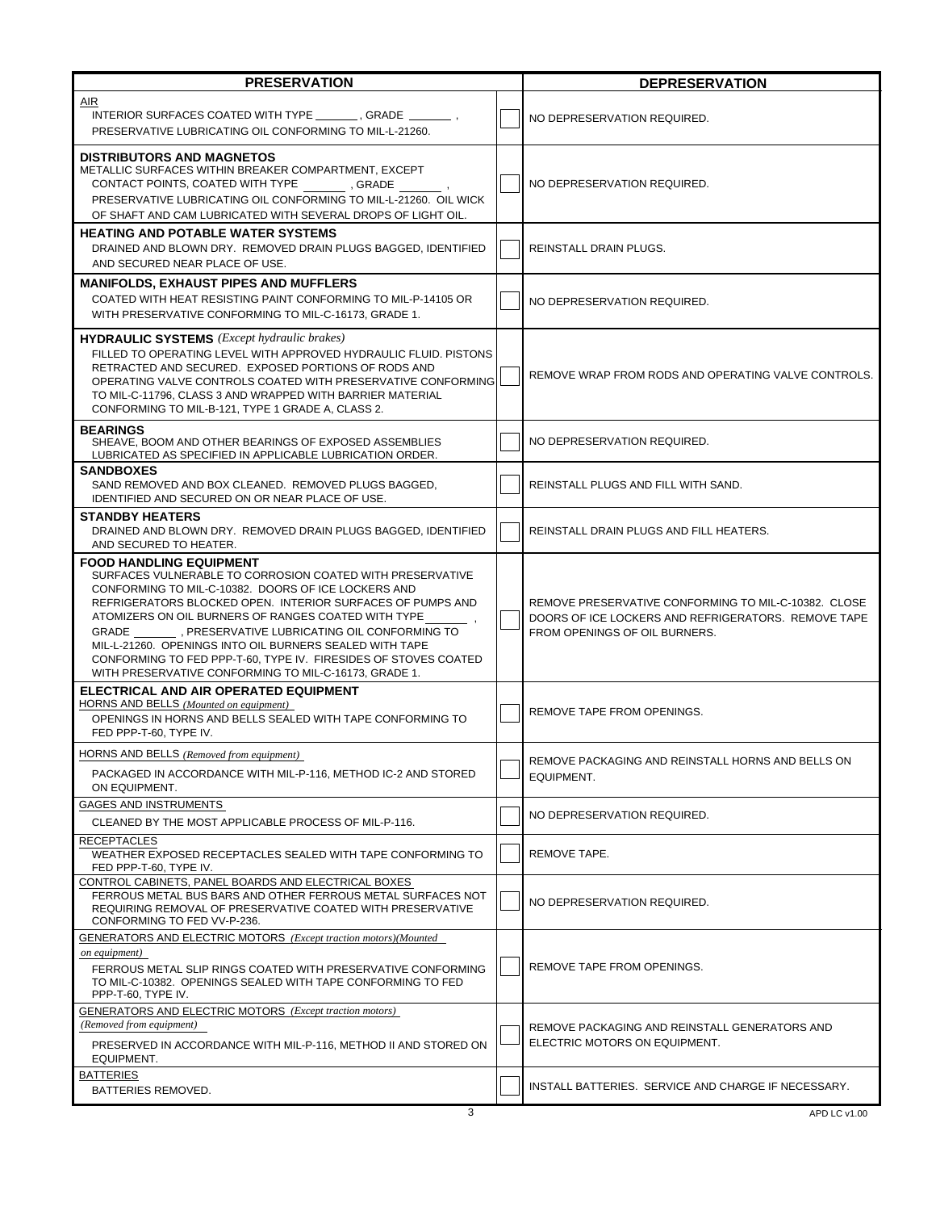| PRESERVATION | | DEPRESERVATION |
|---|---|---|
| AIR<br>INTERIOR SURFACES COATED WITH TYPE _______, GRADE _______, PRESERVATIVE LUBRICATING OIL CONFORMING TO MIL-L-21260. | ☐ | NO DEPRESERVATION REQUIRED. |
| **DISTRIBUTORS AND MAGNETOS**<br>METALLIC SURFACES WITHIN BREAKER COMPARTMENT, EXCEPT CONTACT POINTS, COATED WITH TYPE _______, GRADE _______, PRESERVATIVE LUBRICATING OIL CONFORMING TO MIL-L-21260. OIL WICK OF SHAFT AND CAM LUBRICATED WITH SEVERAL DROPS OF LIGHT OIL. | ☐ | NO DEPRESERVATION REQUIRED. |
| **HEATING AND POTABLE WATER SYSTEMS**<br>DRAINED AND BLOWN DRY. REMOVED DRAIN PLUGS BAGGED, IDENTIFIED AND SECURED NEAR PLACE OF USE. | ☐ | REINSTALL DRAIN PLUGS. |
| **MANIFOLDS, EXHAUST PIPES AND MUFFLERS**<br>COATED WITH HEAT RESISTING PAINT CONFORMING TO MIL-P-14105 OR WITH PRESERVATIVE CONFORMING TO MIL-C-16173, GRADE 1. | ☐ | NO DEPRESERVATION REQUIRED. |
| **HYDRAULIC SYSTEMS** *(Except hydraulic brakes)*<br>FILLED TO OPERATING LEVEL WITH APPROVED HYDRAULIC FLUID. PISTONS RETRACTED AND SECURED. EXPOSED PORTIONS OF RODS AND OPERATING VALVE CONTROLS COATED WITH PRESERVATIVE CONFORMING TO MIL-C-11796, CLASS 3 AND WRAPPED WITH BARRIER MATERIAL CONFORMING TO MIL-B-121, TYPE 1 GRADE A, CLASS 2. | ☐ | REMOVE WRAP FROM RODS AND OPERATING VALVE CONTROLS. |
| **BEARINGS**<br>SHEAVE, BOOM AND OTHER BEARINGS OF EXPOSED ASSEMBLIES LUBRICATED AS SPECIFIED IN APPLICABLE LUBRICATION ORDER. | ☐ | NO DEPRESERVATION REQUIRED. |
| **SANDBOXES**<br>SAND REMOVED AND BOX CLEANED. REMOVED PLUGS BAGGED, IDENTIFIED AND SECURED ON OR NEAR PLACE OF USE. | ☐ | REINSTALL PLUGS AND FILL WITH SAND. |
| **STANDBY HEATERS**<br>DRAINED AND BLOWN DRY. REMOVED DRAIN PLUGS BAGGED, IDENTIFIED AND SECURED TO HEATER. | ☐ | REINSTALL DRAIN PLUGS AND FILL HEATERS. |
| **FOOD HANDLING EQUIPMENT**<br>SURFACES VULNERABLE TO CORROSION COATED WITH PRESERVATIVE CONFORMING TO MIL-C-10382. DOORS OF ICE LOCKERS AND REFRIGERATORS BLOCKED OPEN. INTERIOR SURFACES OF PUMPS AND ATOMIZERS ON OIL BURNERS OF RANGES COATED WITH TYPE _______, GRADE _______, PRESERVATIVE LUBRICATING OIL CONFORMING TO MIL-L-21260. OPENINGS INTO OIL BURNERS SEALED WITH TAPE CONFORMING TO FED PPP-T-60, TYPE IV. FIRESIDES OF STOVES COATED WITH PRESERVATIVE CONFORMING TO MIL-C-16173, GRADE 1. | ☐ | REMOVE PRESERVATIVE CONFORMING TO MIL-C-10382. CLOSE DOORS OF ICE LOCKERS AND REFRIGERATORS. REMOVE TAPE FROM OPENINGS OF OIL BURNERS. |
| **ELECTRICAL AND AIR OPERATED EQUIPMENT**<br>HORNS AND BELLS *(Mounted on equipment)*<br>OPENINGS IN HORNS AND BELLS SEALED WITH TAPE CONFORMING TO FED PPP-T-60, TYPE IV. | ☐ | REMOVE TAPE FROM OPENINGS. |
| HORNS AND BELLS *(Removed from equipment)*<br>PACKAGED IN ACCORDANCE WITH MIL-P-116, METHOD IC-2 AND STORED ON EQUIPMENT. | ☐ | REMOVE PACKAGING AND REINSTALL HORNS AND BELLS ON EQUIPMENT. |
| GAGES AND INSTRUMENTS<br>CLEANED BY THE MOST APPLICABLE PROCESS OF MIL-P-116. | ☐ | NO DEPRESERVATION REQUIRED. |
| RECEPTACLES<br>WEATHER EXPOSED RECEPTACLES SEALED WITH TAPE CONFORMING TO FED PPP-T-60, TYPE IV. | ☐ | REMOVE TAPE. |
| CONTROL CABINETS, PANEL BOARDS AND ELECTRICAL BOXES<br>FERROUS METAL BUS BARS AND OTHER FERROUS METAL SURFACES NOT REQUIRING REMOVAL OF PRESERVATIVE COATED WITH PRESERVATIVE CONFORMING TO FED VV-P-236. | ☐ | NO DEPRESERVATION REQUIRED. |
| GENERATORS AND ELECTRIC MOTORS *(Except traction motors)(Mounted on equipment)*<br>FERROUS METAL SLIP RINGS COATED WITH PRESERVATIVE CONFORMING TO MIL-C-10382. OPENINGS SEALED WITH TAPE CONFORMING TO FED PPP-T-60, TYPE IV. | ☐ | REMOVE TAPE FROM OPENINGS. |
| GENERATORS AND ELECTRIC MOTORS *(Except traction motors)* *(Removed from equipment)*<br>PRESERVED IN ACCORDANCE WITH MIL-P-116, METHOD II AND STORED ON EQUIPMENT. | ☐ | REMOVE PACKAGING AND REINSTALL GENERATORS AND ELECTRIC MOTORS ON EQUIPMENT. |
| BATTERIES<br>BATTERIES REMOVED. | ☐ | INSTALL BATTERIES. SERVICE AND CHARGE IF NECESSARY. |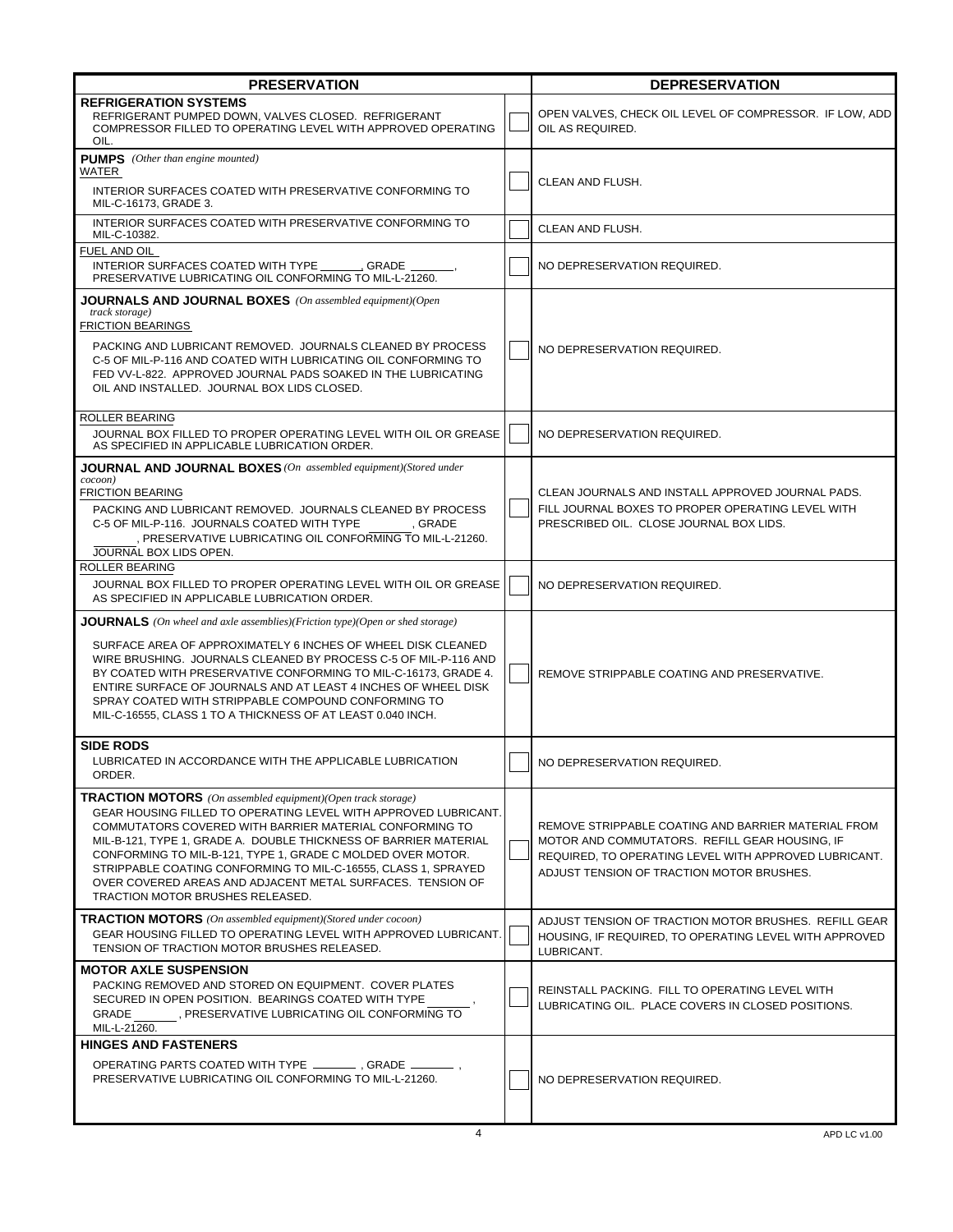| PRESERVATION | | DEPRESERVATION |
|---|---|---|
| **REFRIGERATION SYSTEMS**<br>REFRIGERANT PUMPED DOWN, VALVES CLOSED. REFRIGERANT COMPRESSOR FILLED TO OPERATING LEVEL WITH APPROVED OPERATING OIL. | ☐ | OPEN VALVES, CHECK OIL LEVEL OF COMPRESSOR. IF LOW, ADD OIL AS REQUIRED. |
| **PUMPS** *(Other than engine mounted)*<br>WATER<br>INTERIOR SURFACES COATED WITH PRESERVATIVE CONFORMING TO MIL-C-16173, GRADE 3. | ☐ | CLEAN AND FLUSH. |
| INTERIOR SURFACES COATED WITH PRESERVATIVE CONFORMING TO MIL-C-10382. | ☐ | CLEAN AND FLUSH. |
| FUEL AND OIL<br>INTERIOR SURFACES COATED WITH TYPE ______, GRADE ______, PRESERVATIVE LUBRICATING OIL CONFORMING TO MIL-L-21260. | ☐ | NO DEPRESERVATION REQUIRED. |
| **JOURNALS AND JOURNAL BOXES** *(On assembled equipment)(Open track storage)*<br>FRICTION BEARINGS<br>PACKING AND LUBRICANT REMOVED. JOURNALS CLEANED BY PROCESS C-5 OF MIL-P-116 AND COATED WITH LUBRICATING OIL CONFORMING TO FED VV-L-822. APPROVED JOURNAL PADS SOAKED IN THE LUBRICATING OIL AND INSTALLED. JOURNAL BOX LIDS CLOSED. | ☐ | NO DEPRESERVATION REQUIRED. |
| ROLLER BEARING<br>JOURNAL BOX FILLED TO PROPER OPERATING LEVEL WITH OIL OR GREASE AS SPECIFIED IN APPLICABLE LUBRICATION ORDER. | ☐ | NO DEPRESERVATION REQUIRED. |
| **JOURNAL AND JOURNAL BOXES** *(On assembled equipment)(Stored under cocoon)*<br>FRICTION BEARING<br>PACKING AND LUBRICANT REMOVED. JOURNALS CLEANED BY PROCESS C-5 OF MIL-P-116. JOURNALS COATED WITH TYPE ______, GRADE ______, PRESERVATIVE LUBRICATING OIL CONFORMING TO MIL-L-21260. JOURNAL BOX LIDS OPEN. | ☐ | CLEAN JOURNALS AND INSTALL APPROVED JOURNAL PADS. FILL JOURNAL BOXES TO PROPER OPERATING LEVEL WITH PRESCRIBED OIL. CLOSE JOURNAL BOX LIDS. |
| ROLLER BEARING<br>JOURNAL BOX FILLED TO PROPER OPERATING LEVEL WITH OIL OR GREASE AS SPECIFIED IN APPLICABLE LUBRICATION ORDER. | ☐ | NO DEPRESERVATION REQUIRED. |
| **JOURNALS** *(On wheel and axle assemblies)(Friction type)(Open or shed storage)*<br>SURFACE AREA OF APPROXIMATELY 6 INCHES OF WHEEL DISK CLEANED WIRE BRUSHING. JOURNALS CLEANED BY PROCESS C-5 OF MIL-P-116 AND BY COATED WITH PRESERVATIVE CONFORMING TO MIL-C-16173, GRADE 4. ENTIRE SURFACE OF JOURNALS AND AT LEAST 4 INCHES OF WHEEL DISK SPRAY COATED WITH STRIPPABLE COMPOUND CONFORMING TO MIL-C-16555, CLASS 1 TO A THICKNESS OF AT LEAST 0.040 INCH. | ☐ | REMOVE STRIPPABLE COATING AND PRESERVATIVE. |
| **SIDE RODS**<br>LUBRICATED IN ACCORDANCE WITH THE APPLICABLE LUBRICATION ORDER. | ☐ | NO DEPRESERVATION REQUIRED. |
| **TRACTION MOTORS** *(On assembled equipment)(Open track storage)*<br>GEAR HOUSING FILLED TO OPERATING LEVEL WITH APPROVED LUBRICANT. COMMUTATORS COVERED WITH BARRIER MATERIAL CONFORMING TO MIL-B-121, TYPE 1, GRADE A. DOUBLE THICKNESS OF BARRIER MATERIAL CONFORMING TO MIL-B-121, TYPE 1, GRADE C MOLDED OVER MOTOR. STRIPPABLE COATING CONFORMING TO MIL-C-16555, CLASS 1, SPRAYED OVER COVERED AREAS AND ADJACENT METAL SURFACES. TENSION OF TRACTION MOTOR BRUSHES RELEASED. | ☐ | REMOVE STRIPPABLE COATING AND BARRIER MATERIAL FROM MOTOR AND COMMUTATORS. REFILL GEAR HOUSING, IF REQUIRED, TO OPERATING LEVEL WITH APPROVED LUBRICANT. ADJUST TENSION OF TRACTION MOTOR BRUSHES. |
| **TRACTION MOTORS** *(On assembled equipment)(Stored under cocoon)*<br>GEAR HOUSING FILLED TO OPERATING LEVEL WITH APPROVED LUBRICANT. TENSION OF TRACTION MOTOR BRUSHES RELEASED. | ☐ | ADJUST TENSION OF TRACTION MOTOR BRUSHES. REFILL GEAR HOUSING, IF REQUIRED, TO OPERATING LEVEL WITH APPROVED LUBRICANT. |
| **MOTOR AXLE SUSPENSION**<br>PACKING REMOVED AND STORED ON EQUIPMENT. COVER PLATES SECURED IN OPEN POSITION. BEARINGS COATED WITH TYPE ______, GRADE ______, PRESERVATIVE LUBRICATING OIL CONFORMING TO MIL-L-21260. | ☐ | REINSTALL PACKING. FILL TO OPERATING LEVEL WITH LUBRICATING OIL. PLACE COVERS IN CLOSED POSITIONS. |
| **HINGES AND FASTENERS**<br>OPERATING PARTS COATED WITH TYPE ______, GRADE ______, PRESERVATIVE LUBRICATING OIL CONFORMING TO MIL-L-21260. | ☐ | NO DEPRESERVATION REQUIRED. |

APD LC v1.00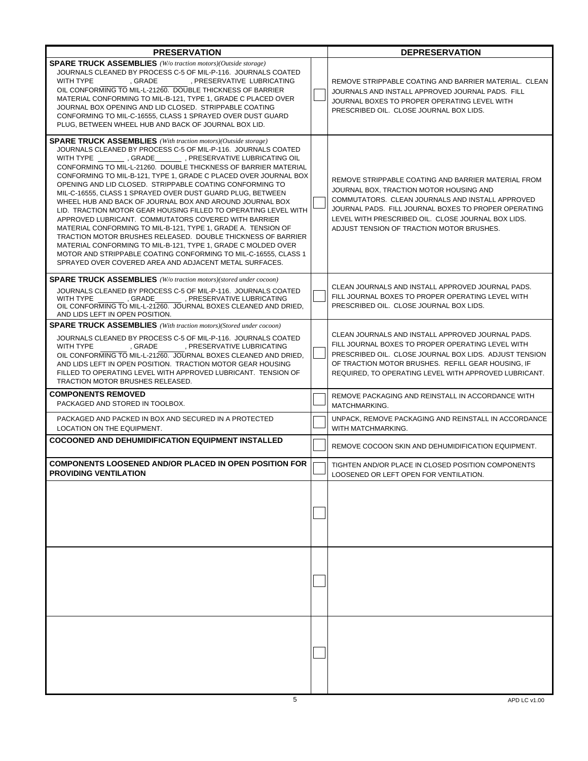| PRESERVATION | | DEPRESERVATION |
|---|---|---|
| **SPARE TRUCK ASSEMBLIES** *(W/o traction motors)(Outside storage)* JOURNALS CLEANED BY PROCESS C-5 OF MIL-P-116. JOURNALS COATED WITH TYPE \_\_\_\_\_\_, GRADE \_\_\_\_\_\_, PRESERVATIVE LUBRICATING OIL CONFORMING TO MIL-L-21260. DOUBLE THICKNESS OF BARRIER MATERIAL CONFORMING TO MIL-B-121, TYPE 1, GRADE C PLACED OVER JOURNAL BOX OPENING AND LID CLOSED. STRIPPABLE COATING CONFORMING TO MIL-C-16555, CLASS 1 SPRAYED OVER DUST GUARD PLUG, BETWEEN WHEEL HUB AND BACK OF JOURNAL BOX LID. | ☐ | REMOVE STRIPPABLE COATING AND BARRIER MATERIAL. CLEAN JOURNALS AND INSTALL APPROVED JOURNAL PADS. FILL JOURNAL BOXES TO PROPER OPERATING LEVEL WITH PRESCRIBED OIL. CLOSE JOURNAL BOX LIDS. |
| **SPARE TRUCK ASSEMBLIES** *(With traction motors)(Outside storage)* JOURNALS CLEANED BY PROCESS C-5 OF MIL-P-116. JOURNALS COATED WITH TYPE \_\_\_\_\_\_, GRADE \_\_\_\_\_\_, PRESERVATIVE LUBRICATING OIL CONFORMING TO MIL-L-21260. DOUBLE THICKNESS OF BARRIER MATERIAL CONFORMING TO MIL-B-121, TYPE 1, GRADE C PLACED OVER JOURNAL BOX OPENING AND LID CLOSED. STRIPPABLE COATING CONFORMING TO MIL-C-16555, CLASS 1 SPRAYED OVER DUST GUARD PLUG, BETWEEN WHEEL HUB AND BACK OF JOURNAL BOX AND AROUND JOURNAL BOX LID. TRACTION MOTOR GEAR HOUSING FILLED TO OPERATING LEVEL WITH APPROVED LUBRICANT. COMMUTATORS COVERED WITH BARRIER MATERIAL CONFORMING TO MIL-B-121, TYPE 1, GRADE A. TENSION OF TRACTION MOTOR BRUSHES RELEASED. DOUBLE THICKNESS OF BARRIER MATERIAL CONFORMING TO MIL-B-121, TYPE 1, GRADE C MOLDED OVER MOTOR AND STRIPPABLE COATING CONFORMING TO MIL-C-16555, CLASS 1 SPRAYED OVER COVERED AREA AND ADJACENT METAL SURFACES. | ☐ | REMOVE STRIPPABLE COATING AND BARRIER MATERIAL FROM JOURNAL BOX, TRACTION MOTOR HOUSING AND COMMUTATORS. CLEAN JOURNALS AND INSTALL APPROVED JOURNAL PADS. FILL JOURNAL BOXES TO PROPER OPERATING LEVEL WITH PRESCRIBED OIL. CLOSE JOURNAL BOX LIDS. ADJUST TENSION OF TRACTION MOTOR BRUSHES. |
| **SPARE TRUCK ASSEMBLIES** *(W/o traction motors)(stored under cocoon)* JOURNALS CLEANED BY PROCESS C-5 OF MIL-P-116. JOURNALS COATED WITH TYPE \_\_\_\_\_\_, GRADE \_\_\_\_\_\_, PRESERVATIVE LUBRICATING OIL CONFORMING TO MIL-L-21260. JOURNAL BOXES CLEANED AND DRIED, AND LIDS LEFT IN OPEN POSITION. | ☐ | CLEAN JOURNALS AND INSTALL APPROVED JOURNAL PADS. FILL JOURNAL BOXES TO PROPER OPERATING LEVEL WITH PRESCRIBED OIL. CLOSE JOURNAL BOX LIDS. |
| **SPARE TRUCK ASSEMBLIES** *(With traction motors)(Stored under cocoon)* JOURNALS CLEANED BY PROCESS C-5 OF MIL-P-116. JOURNALS COATED WITH TYPE \_\_\_\_\_\_, GRADE \_\_\_\_\_\_, PRESERVATIVE LUBRICATING OIL CONFORMING TO MIL-L-21260. JOURNAL BOXES CLEANED AND DRIED, AND LIDS LEFT IN OPEN POSITION. TRACTION MOTOR GEAR HOUSING FILLED TO OPERATING LEVEL WITH APPROVED LUBRICANT. TENSION OF TRACTION MOTOR BRUSHES RELEASED. | ☐ | CLEAN JOURNALS AND INSTALL APPROVED JOURNAL PADS. FILL JOURNAL BOXES TO PROPER OPERATING LEVEL WITH PRESCRIBED OIL. CLOSE JOURNAL BOX LIDS. ADJUST TENSION OF TRACTION MOTOR BRUSHES. REFILL GEAR HOUSING, IF REQUIRED, TO OPERATING LEVEL WITH APPROVED LUBRICANT. |
| **COMPONENTS REMOVED** PACKAGED AND STORED IN TOOLBOX. | ☐ | REMOVE PACKAGING AND REINSTALL IN ACCORDANCE WITH MATCHMARKING. |
| PACKAGED AND PACKED IN BOX AND SECURED IN A PROTECTED LOCATION ON THE EQUIPMENT. | ☐ | UNPACK, REMOVE PACKAGING AND REINSTALL IN ACCORDANCE WITH MATCHMARKING. |
| **COCOONED AND DEHUMIDIFICATION EQUIPMENT INSTALLED** | ☐ | REMOVE COCOON SKIN AND DEHUMIDIFICATION EQUIPMENT. |
| **COMPONENTS LOOSENED AND/OR PLACED IN OPEN POSITION FOR PROVIDING VENTILATION** | ☐ | TIGHTEN AND/OR PLACE IN CLOSED POSITION COMPONENTS LOOSENED OR LEFT OPEN FOR VENTILATION. |
| | ☐ | |
| | ☐ | |
| | ☐ | |

APD LC v1.00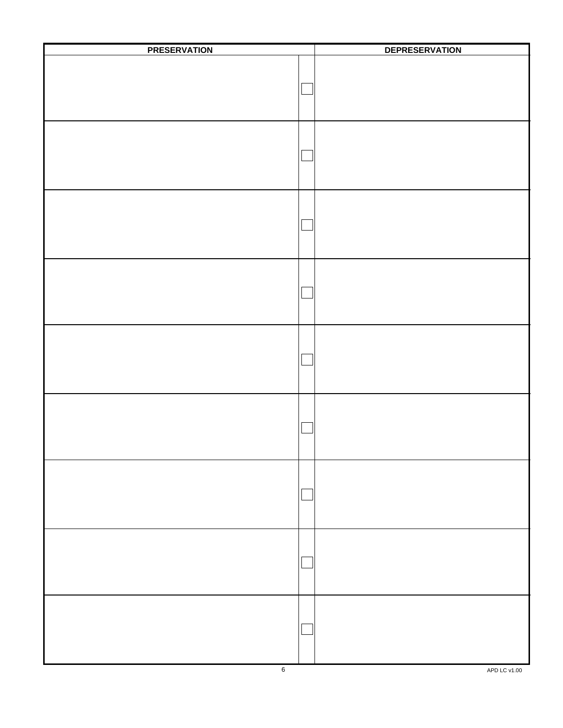| PRESERVATION | | DEPRESERVATION |
|---|---|---|
| | ☐ | |
| | ☐ | |
| | ☐ | |
| | ☐ | |
| | ☐ | |
| | ☐ | |
| | ☐ | |
| | ☐ | |
| | ☐ | |